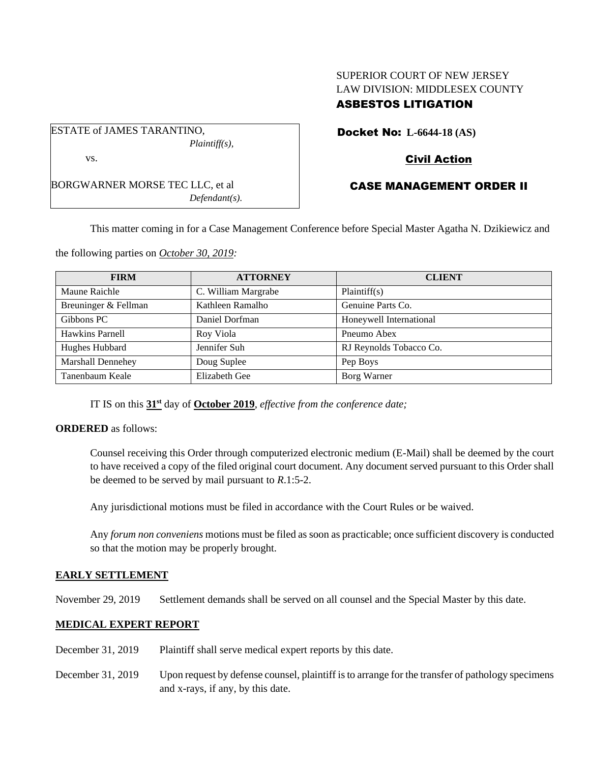SUPERIOR COURT OF NEW JERSEY
LAW DIVISION: MIDDLESEX COUNTY
**ASBESTOS LITIGATION**

ESTATE of JAMES TARANTINO,
*Plaintiff(s),*

vs.

BORGWARNER MORSE TEC LLC, et al
*Defendant(s).*

**Docket No: L-6644-18 (AS)**

**Civil Action**

**CASE MANAGEMENT ORDER II**

This matter coming in for a Case Management Conference before Special Master Agatha N. Dzikiewicz and the following parties on *October 30, 2019:*

| FIRM | ATTORNEY | CLIENT |
|---|---|---|
| Maune Raichle | C. William Margrabe | Plaintiff(s) |
| Breuninger & Fellman | Kathleen Ramalho | Genuine Parts Co. |
| Gibbons PC | Daniel Dorfman | Honeywell International |
| Hawkins Parnell | Roy Viola | Pneumo Abex |
| Hughes Hubbard | Jennifer Suh | RJ Reynolds Tobacco Co. |
| Marshall Dennehey | Doug Suplee | Pep Boys |
| Tanenbaum Keale | Elizabeth Gee | Borg Warner |

IT IS on this **31st** day of **October 2019**, *effective from the conference date;*

**ORDERED** as follows:

Counsel receiving this Order through computerized electronic medium (E-Mail) shall be deemed by the court to have received a copy of the filed original court document. Any document served pursuant to this Order shall be deemed to be served by mail pursuant to *R*.1:5-2.

Any jurisdictional motions must be filed in accordance with the Court Rules or be waived.

Any *forum non conveniens* motions must be filed as soon as practicable; once sufficient discovery is conducted so that the motion may be properly brought.

**EARLY SETTLEMENT**

November 29, 2019 Settlement demands shall be served on all counsel and the Special Master by this date.

**MEDICAL EXPERT REPORT**

December 31, 2019 Plaintiff shall serve medical expert reports by this date.

December 31, 2019 Upon request by defense counsel, plaintiff is to arrange for the transfer of pathology specimens and x-rays, if any, by this date.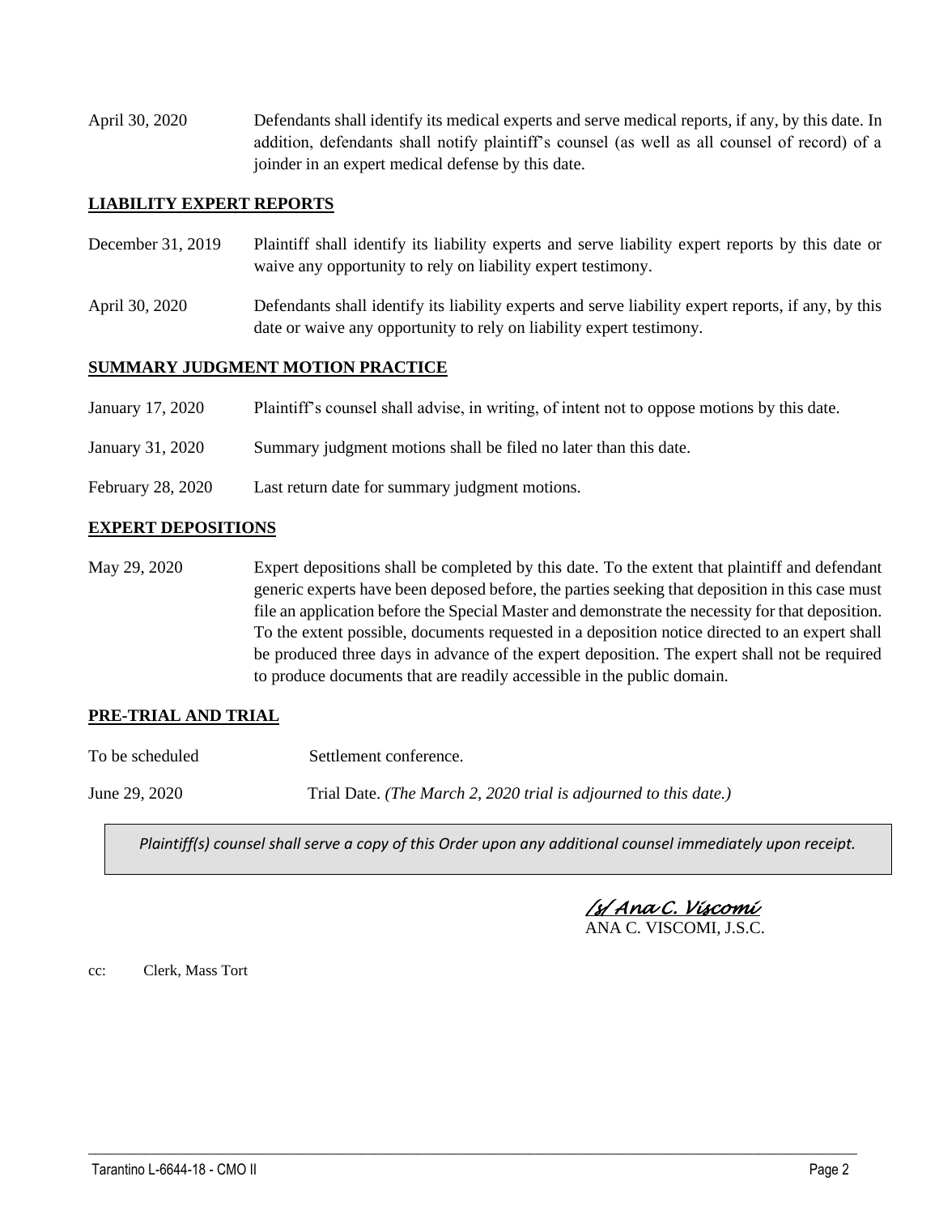| | |
|---|---|
| April 30, 2020 | Defendants shall identify its medical experts and serve medical reports, if any, by this date. In addition, defendants shall notify plaintiff's counsel (as well as all counsel of record) of a joinder in an expert medical defense by this date. |

## **LIABILITY EXPERT REPORTS**

| | |
|---|---|
| December 31, 2019 | Plaintiff shall identify its liability experts and serve liability expert reports by this date or waive any opportunity to rely on liability expert testimony. |
| April 30, 2020 | Defendants shall identify its liability experts and serve liability expert reports, if any, by this date or waive any opportunity to rely on liability expert testimony. |

## **SUMMARY JUDGMENT MOTION PRACTICE**

| | |
|---|---|
| January 17, 2020 | Plaintiff's counsel shall advise, in writing, of intent not to oppose motions by this date. |
| January 31, 2020 | Summary judgment motions shall be filed no later than this date. |
| February 28, 2020 | Last return date for summary judgment motions. |

## **EXPERT DEPOSITIONS**

| | |
|---|---|
| May 29, 2020 | Expert depositions shall be completed by this date. To the extent that plaintiff and defendant generic experts have been deposed before, the parties seeking that deposition in this case must file an application before the Special Master and demonstrate the necessity for that deposition. To the extent possible, documents requested in a deposition notice directed to an expert shall be produced three days in advance of the expert deposition. The expert shall not be required to produce documents that are readily accessible in the public domain. |

## **PRE-TRIAL AND TRIAL**

| | |
|---|---|
| To be scheduled | Settlement conference. |
| June 29, 2020 | Trial Date. *(The March 2, 2020 trial is adjourned to this date.)* |

*Plaintiff(s) counsel shall serve a copy of this Order upon any additional counsel immediately upon receipt.*

*/s/ Ana C. Viscomi*
ANA C. VISCOMI, J.S.C.

cc: Clerk, Mass Tort

Tarantino L-6644-18 - CMO II